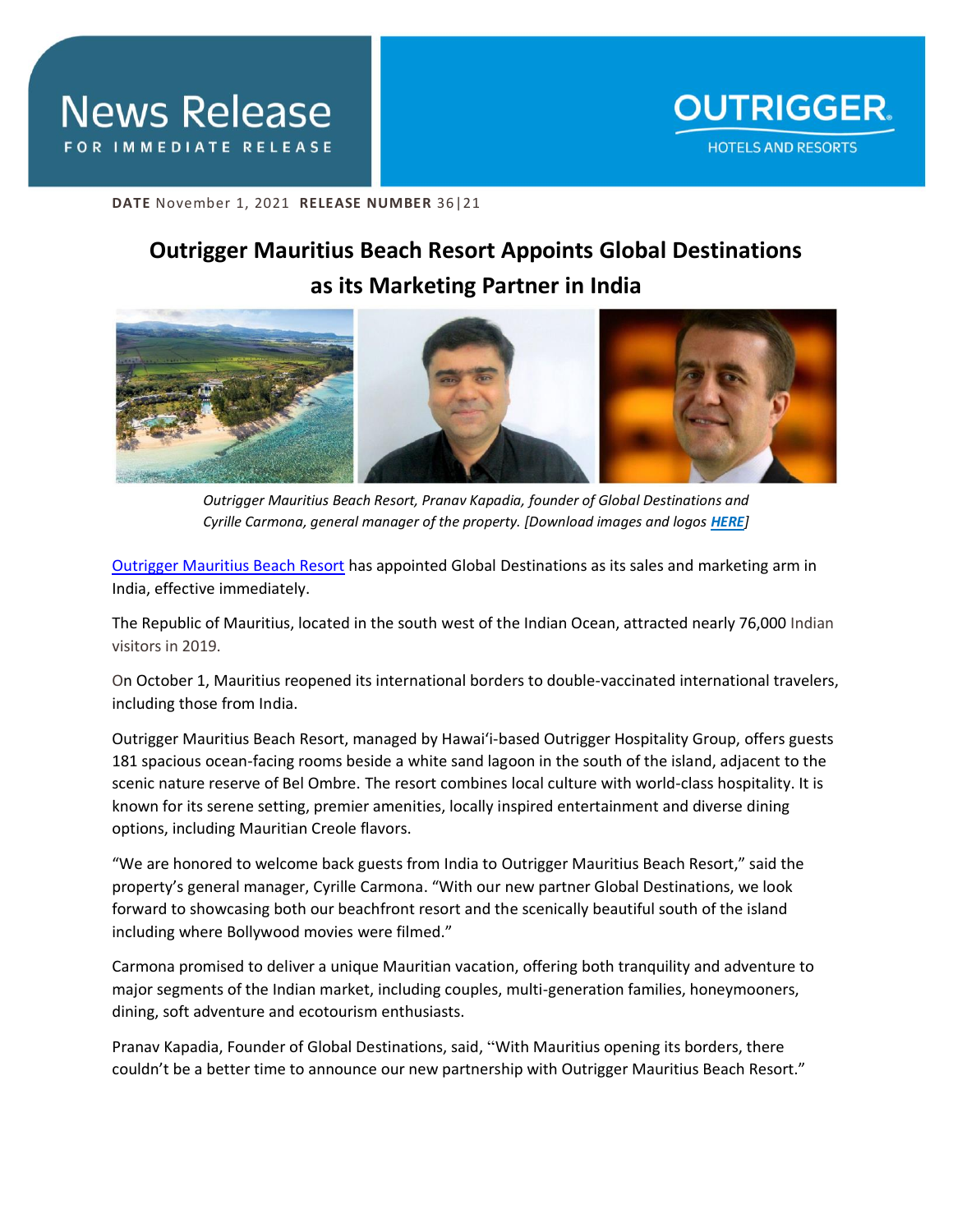# News Release

**FOR IMMEDIATE RELEASE**

OUTRIGGER HOTELS AND RESORTS

**DATE** November 1, 2021 **RELEASE NUMBER** 36|21

## Outrigger Mauritius Beach Resort Appoints Global Destinations as its Marketing Partner in India

*Outrigger Mauritius Beach Resort, Pranav Kapadia, founder of Global Destinations and Cyrille Carmona, general manager of the property. [Download images and logos HERE]*

Outrigger Mauritius Beach Resort has appointed Global Destinations as its sales and marketing arm in India, effective immediately.

The Republic of Mauritius, located in the south west of the Indian Ocean, attracted nearly 76,000 Indian visitors in 2019.

On October 1, Mauritius reopened its international borders to double-vaccinated international travelers, including those from India.

Outrigger Mauritius Beach Resort, managed by Hawai'i-based Outrigger Hospitality Group, offers guests 181 spacious ocean-facing rooms beside a white sand lagoon in the south of the island, adjacent to the scenic nature reserve of Bel Ombre. The resort combines local culture with world-class hospitality. It is known for its serene setting, premier amenities, locally inspired entertainment and diverse dining options, including Mauritian Creole flavors.

"We are honored to welcome back guests from India to Outrigger Mauritius Beach Resort," said the property's general manager, Cyrille Carmona. "With our new partner Global Destinations, we look forward to showcasing both our beachfront resort and the scenically beautiful south of the island including where Bollywood movies were filmed."

Carmona promised to deliver a unique Mauritian vacation, offering both tranquility and adventure to major segments of the Indian market, including couples, multi-generation families, honeymooners, dining, soft adventure and ecotourism enthusiasts.

Pranav Kapadia, Founder of Global Destinations, said, "With Mauritius opening its borders, there couldn't be a better time to announce our new partnership with Outrigger Mauritius Beach Resort."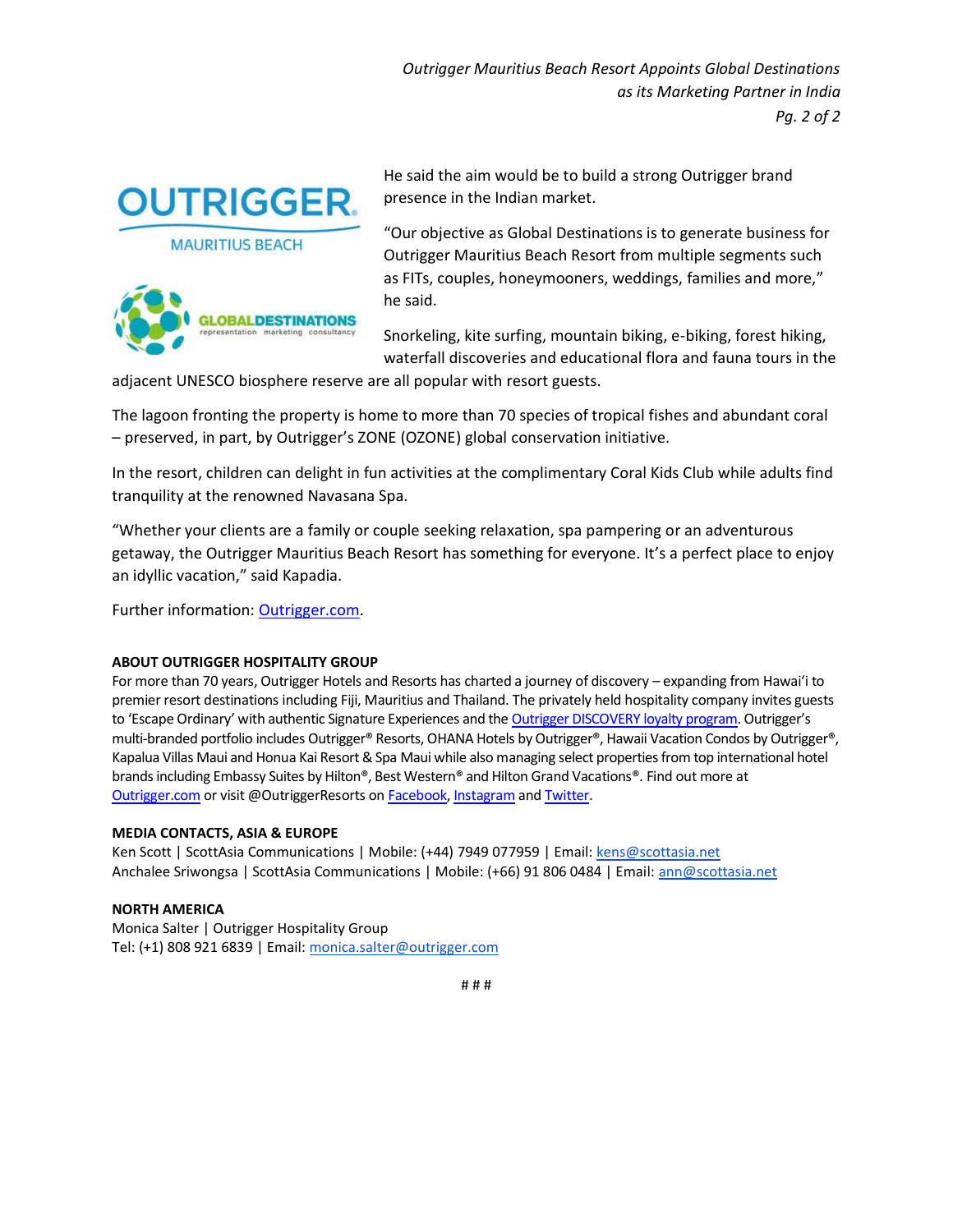He said the aim would be to build a strong Outrigger brand presence in the Indian market.

"Our objective as Global Destinations is to generate business for Outrigger Mauritius Beach Resort from multiple segments such as FITs, couples, honeymooners, weddings, families and more," he said.

Snorkeling, kite surfing, mountain biking, e-biking, forest hiking, waterfall discoveries and educational flora and fauna tours in the adjacent UNESCO biosphere reserve are all popular with resort guests.

The lagoon fronting the property is home to more than 70 species of tropical fishes and abundant coral – preserved, in part, by Outrigger's ZONE (OZONE) global conservation initiative.

In the resort, children can delight in fun activities at the complimentary Coral Kids Club while adults find tranquility at the renowned Navasana Spa.

"Whether your clients are a family or couple seeking relaxation, spa pampering or an adventurous getaway, the Outrigger Mauritius Beach Resort has something for everyone. It's a perfect place to enjoy an idyllic vacation," said Kapadia.

Further information: [Outrigger.com](Outrigger.com).

**ABOUT OUTRIGGER HOSPITALITY GROUP**

For more than 70 years, Outrigger Hotels and Resorts has charted a journey of discovery – expanding from Hawai'i to premier resort destinations including Fiji, Mauritius and Thailand. The privately held hospitality company invites guests to 'Escape Ordinary' with authentic Signature Experiences and the Outrigger DISCOVERY loyalty program. Outrigger's multi-branded portfolio includes Outrigger® Resorts, OHANA Hotels by Outrigger®, Hawaii Vacation Condos by Outrigger®, Kapalua Villas Maui and Honua Kai Resort & Spa Maui while also managing select properties from top international hotel brands including Embassy Suites by Hilton®, Best Western® and Hilton Grand Vacations®. Find out more at Outrigger.com or visit @OutriggerResorts on Facebook, Instagram and Twitter.

**MEDIA CONTACTS, ASIA & EUROPE**

Ken Scott | ScottAsia Communications | Mobile: (+44) 7949 077959 | Email: kens@scottasia.net
Anchalee Sriwongsa | ScottAsia Communications | Mobile: (+66) 91 806 0484 | Email: ann@scottasia.net

**NORTH AMERICA**

Monica Salter | Outrigger Hospitality Group
Tel: (+1) 808 921 6839 | Email: monica.salter@outrigger.com

# # #